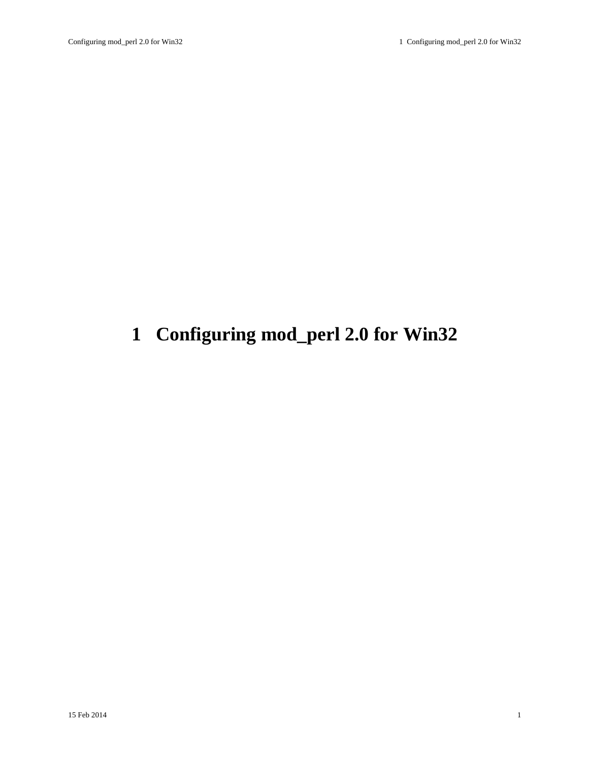# 1 Configuring mod_perl 2.0 for Win32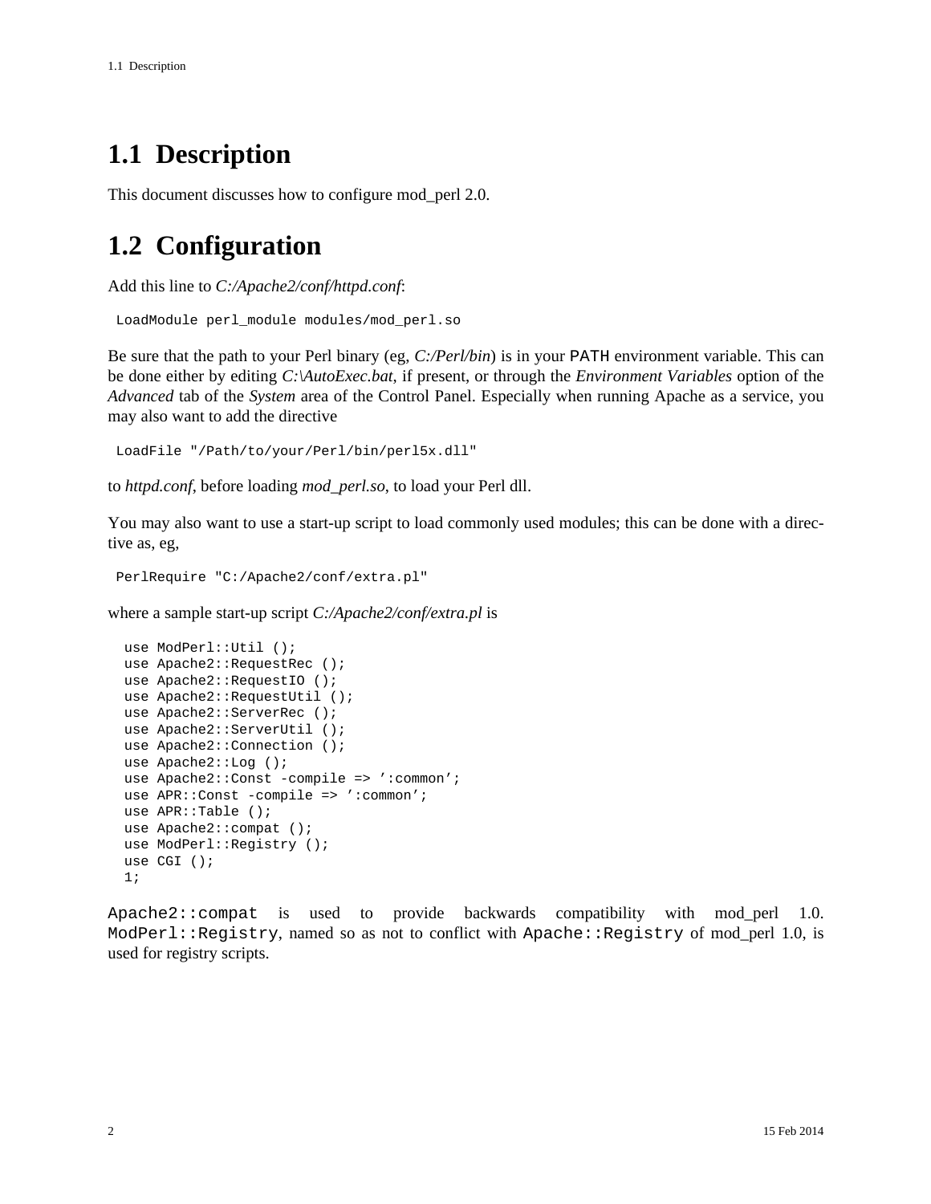## 1.1 Description

This document discusses how to configure mod_perl 2.0.

## 1.2 Configuration

Add this line to *C:/Apache2/conf/httpd.conf*:

```
LoadModule perl_module modules/mod_perl.so
```

Be sure that the path to your Perl binary (eg, *C:/Perl/bin*) is in your `PATH` environment variable. This can be done either by editing *C:\AutoExec.bat*, if present, or through the *Environment Variables* option of the *Advanced* tab of the *System* area of the Control Panel. Especially when running Apache as a service, you may also want to add the directive

```
LoadFile "/Path/to/your/Perl/bin/perl5x.dll"
```

to *httpd.conf*, before loading *mod_perl.so*, to load your Perl dll.

You may also want to use a start-up script to load commonly used modules; this can be done with a directive as, eg,

```
PerlRequire "C:/Apache2/conf/extra.pl"
```

where a sample start-up script *C:/Apache2/conf/extra.pl* is

```
use ModPerl::Util ();
use Apache2::RequestRec ();
use Apache2::RequestIO ();
use Apache2::RequestUtil ();
use Apache2::ServerRec ();
use Apache2::ServerUtil ();
use Apache2::Connection ();
use Apache2::Log ();
use Apache2::Const -compile => ':common';
use APR::Const -compile => ':common';
use APR::Table ();
use Apache2::compat ();
use ModPerl::Registry ();
use CGI ();
1;
```

`Apache2::compat` is used to provide backwards compatibility with mod_perl 1.0. `ModPerl::Registry`, named so as not to conflict with `Apache::Registry` of mod_perl 1.0, is used for registry scripts.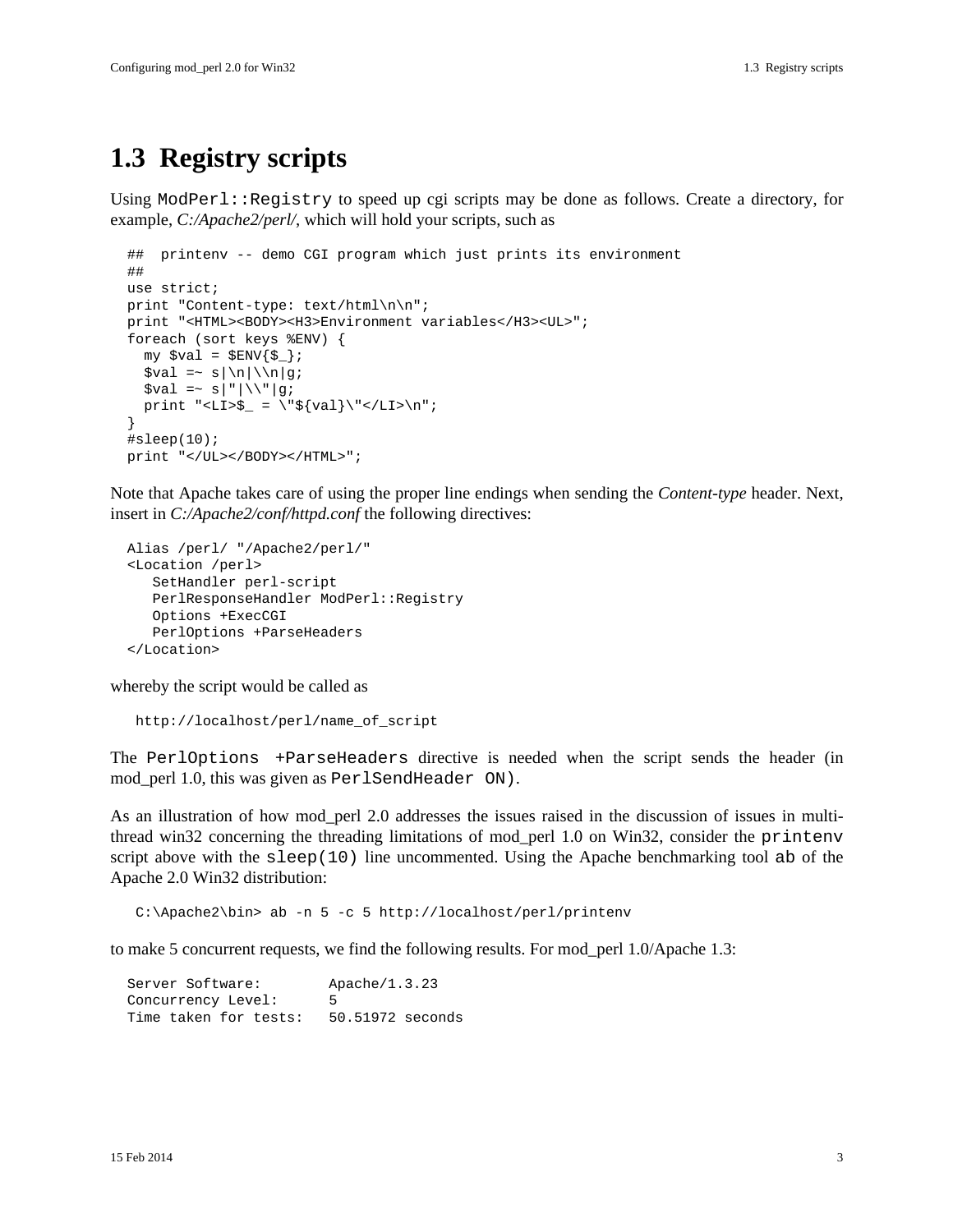## 1.3 Registry scripts

Using `ModPerl::Registry` to speed up cgi scripts may be done as follows. Create a directory, for example, *C:/Apache2/perl/*, which will hold your scripts, such as

```
##  printenv -- demo CGI program which just prints its environment
##
use strict;
print "Content-type: text/html\n\n";
print "<HTML><BODY><H3>Environment variables</H3><UL>";
foreach (sort keys %ENV) {
  my $val = $ENV{$_};
  $val =~ s|\n|\\n|g;
  $val =~ s|"|\\"|g;
  print "<LI>$_ = \"${val}\"</LI>\n";
}
#sleep(10);
print "</UL></BODY></HTML>";
```

Note that Apache takes care of using the proper line endings when sending the *Content-type* header. Next, insert in *C:/Apache2/conf/httpd.conf* the following directives:

```
Alias /perl/ "/Apache2/perl/"
<Location /perl>
   SetHandler perl-script
   PerlResponseHandler ModPerl::Registry
   Options +ExecCGI
   PerlOptions +ParseHeaders
</Location>
```

whereby the script would be called as

```
http://localhost/perl/name_of_script
```

The `PerlOptions +ParseHeaders` directive is needed when the script sends the header (in mod_perl 1.0, this was given as `PerlSendHeader ON)`.

As an illustration of how mod_perl 2.0 addresses the issues raised in the discussion of issues in multi-thread win32 concerning the threading limitations of mod_perl 1.0 on Win32, consider the `printenv` script above with the `sleep(10)` line uncommented. Using the Apache benchmarking tool `ab` of the Apache 2.0 Win32 distribution:

```
C:\Apache2\bin> ab -n 5 -c 5 http://localhost/perl/printenv
```

to make 5 concurrent requests, we find the following results. For mod_perl 1.0/Apache 1.3:

```
Server Software:        Apache/1.3.23
Concurrency Level:      5
Time taken for tests:   50.51972 seconds
```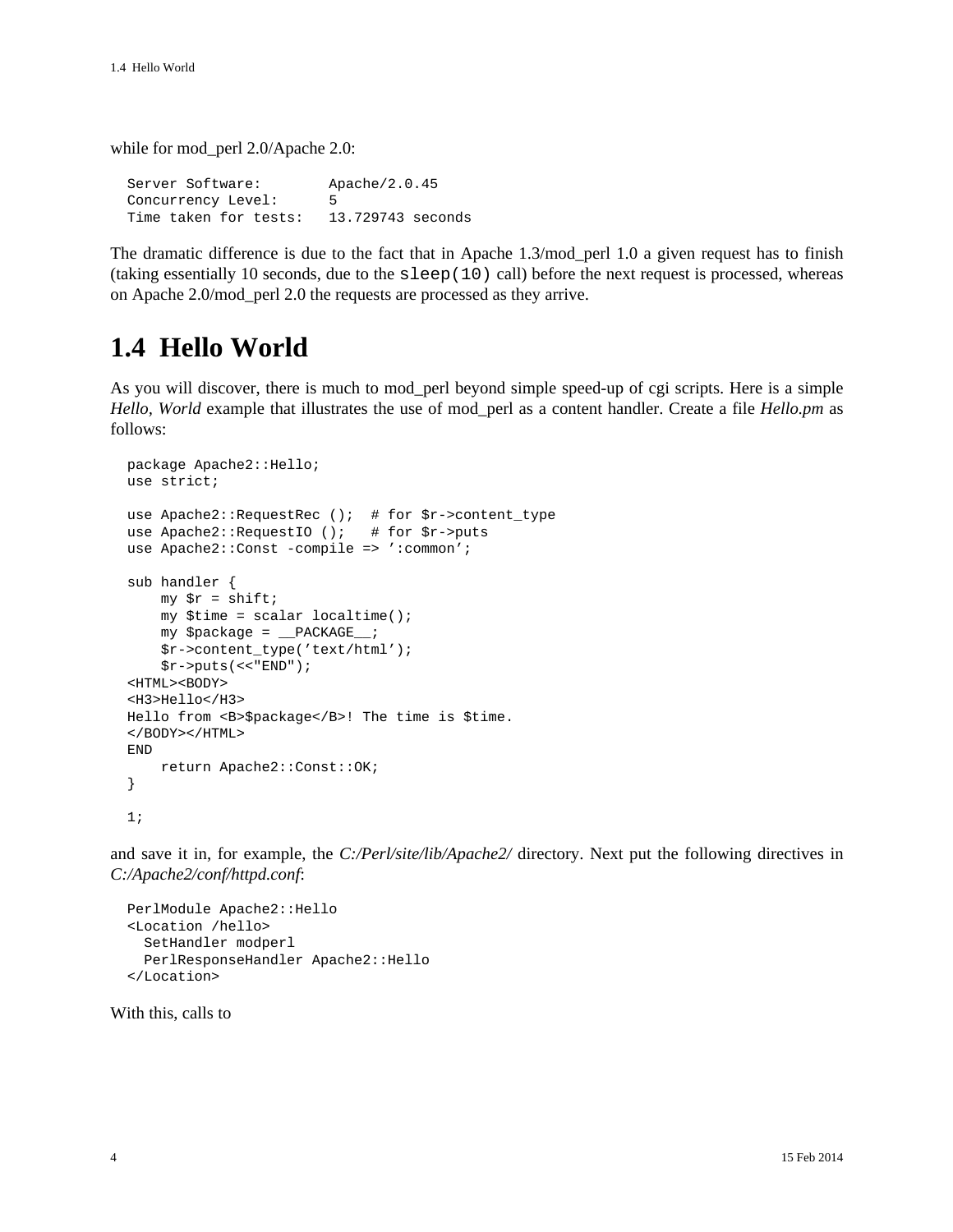while for mod_perl 2.0/Apache 2.0:

```
Server Software:        Apache/2.0.45
Concurrency Level:      5
Time taken for tests:   13.729743 seconds
```

The dramatic difference is due to the fact that in Apache 1.3/mod_perl 1.0 a given request has to finish (taking essentially 10 seconds, due to the `sleep(10)` call) before the next request is processed, whereas on Apache 2.0/mod_perl 2.0 the requests are processed as they arrive.

## 1.4 Hello World

As you will discover, there is much to mod_perl beyond simple speed-up of cgi scripts. Here is a simple *Hello, World* example that illustrates the use of mod_perl as a content handler. Create a file *Hello.pm* as follows:

```
package Apache2::Hello;
use strict;

use Apache2::RequestRec ();  # for $r->content_type
use Apache2::RequestIO ();   # for $r->puts
use Apache2::Const -compile => ':common';

sub handler {
    my $r = shift;
    my $time = scalar localtime();
    my $package = __PACKAGE__;
    $r->content_type('text/html');
    $r->puts(<<"END");
<HTML><BODY>
<H3>Hello</H3>
Hello from <B>$package</B>! The time is $time.
</BODY></HTML>
END
    return Apache2::Const::OK;
}

1;
```

and save it in, for example, the *C:/Perl/site/lib/Apache2/* directory. Next put the following directives in *C:/Apache2/conf/httpd.conf*:

```
PerlModule Apache2::Hello
<Location /hello>
  SetHandler modperl
  PerlResponseHandler Apache2::Hello
</Location>
```

With this, calls to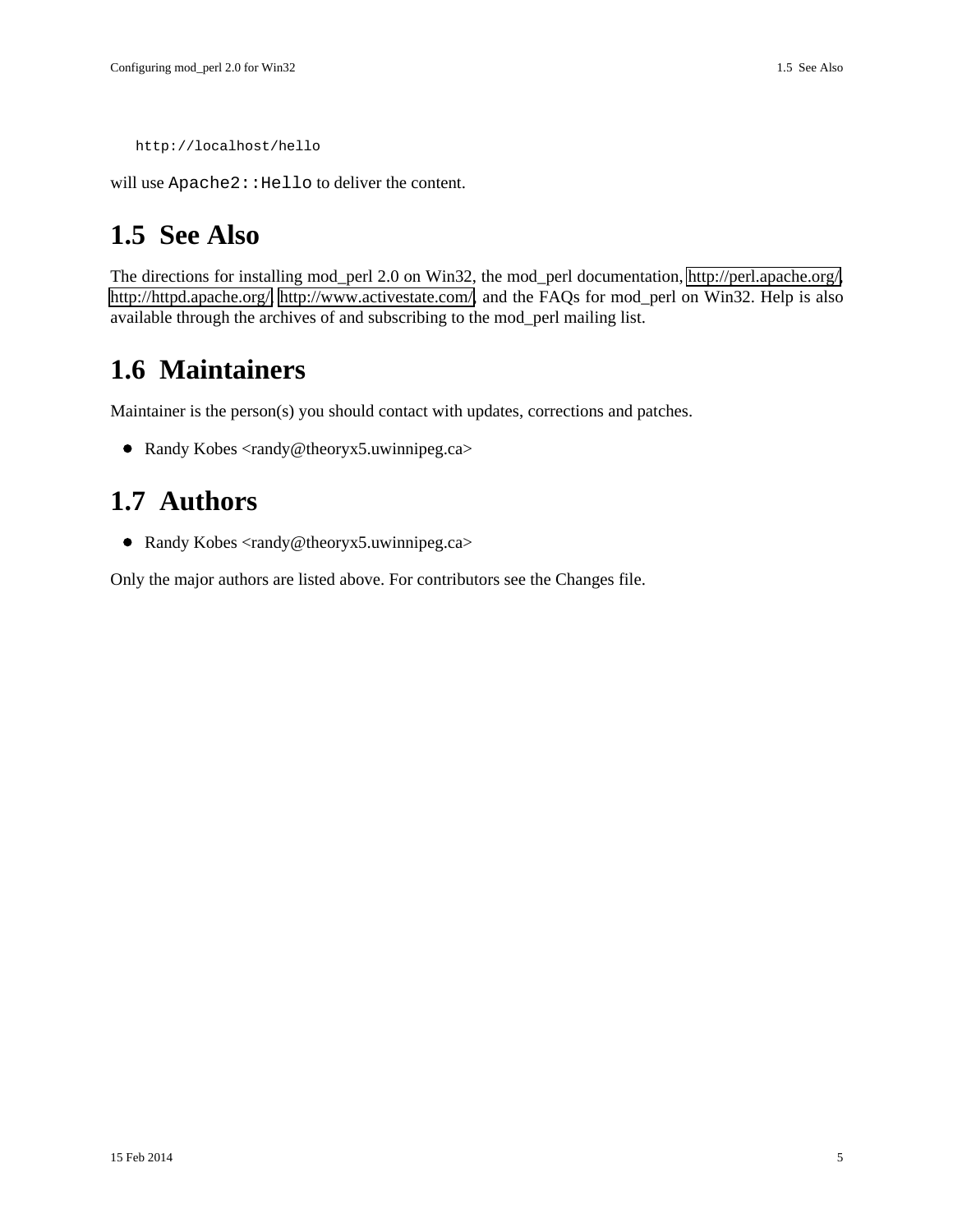```
http://localhost/hello
```

will use `Apache2::Hello` to deliver the content.

## 1.5 See Also

The directions for installing mod_perl 2.0 on Win32, the mod_perl documentation, http://perl.apache.org/, http://httpd.apache.org/, http://www.activestate.com/, and the FAQs for mod_perl on Win32. Help is also available through the archives of and subscribing to the mod_perl mailing list.

## 1.6 Maintainers

Maintainer is the person(s) you should contact with updates, corrections and patches.

- Randy Kobes <randy@theoryx5.uwinnipeg.ca>

## 1.7 Authors

- Randy Kobes <randy@theoryx5.uwinnipeg.ca>

Only the major authors are listed above. For contributors see the Changes file.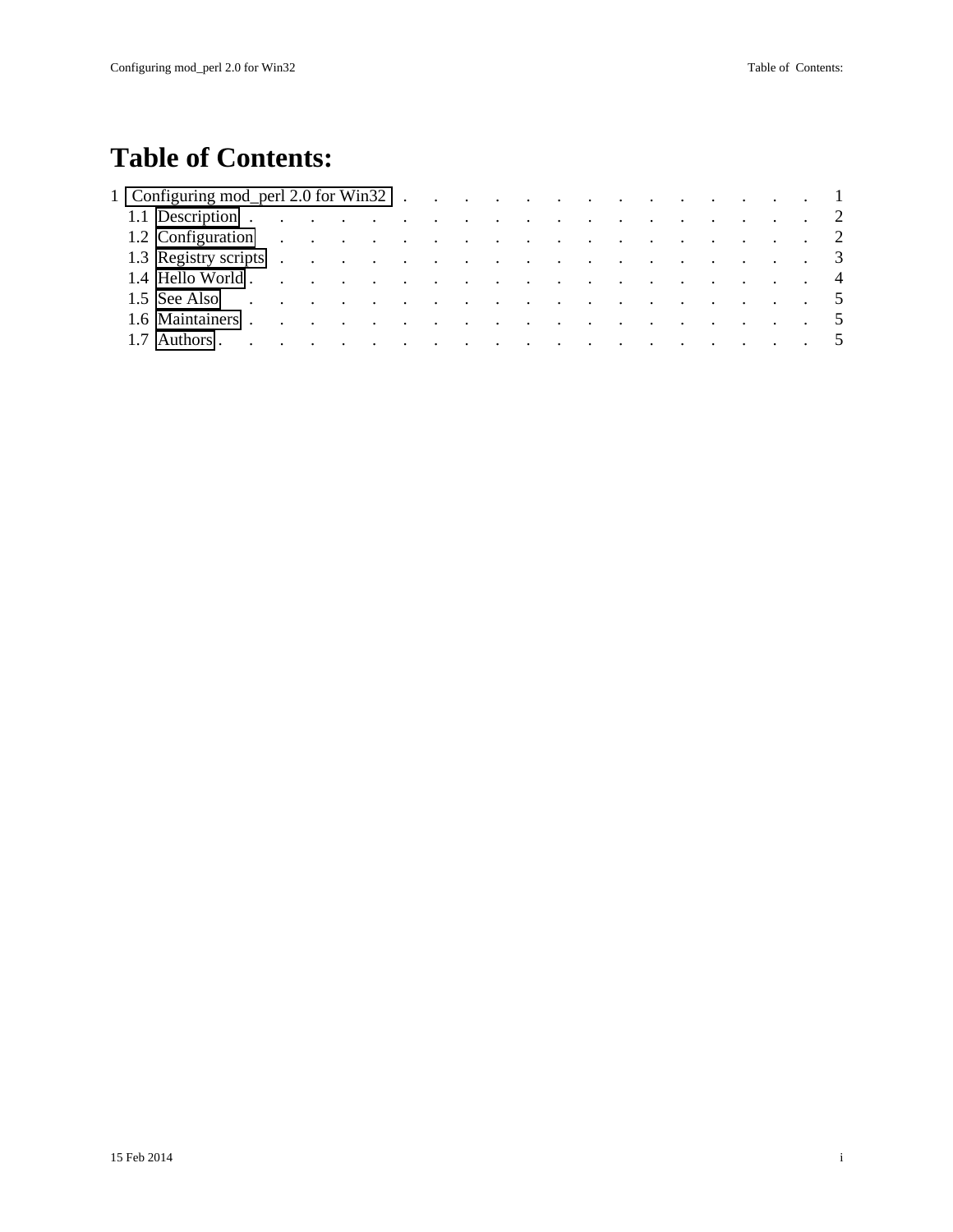# Table of Contents:

1 Configuring mod_perl 2.0 for Win32 . . . . . . . . . . . . . . . . . 1
- 1.1 Description . . . . . . . . . . . . . . . . . . . . 2
- 1.2 Configuration . . . . . . . . . . . . . . . . . . . 2
- 1.3 Registry scripts . . . . . . . . . . . . . . . . . . 3
- 1.4 Hello World . . . . . . . . . . . . . . . . . . . . 4
- 1.5 See Also . . . . . . . . . . . . . . . . . . . . . 5
- 1.6 Maintainers . . . . . . . . . . . . . . . . . . . . 5
- 1.7 Authors . . . . . . . . . . . . . . . . . . . . . 5